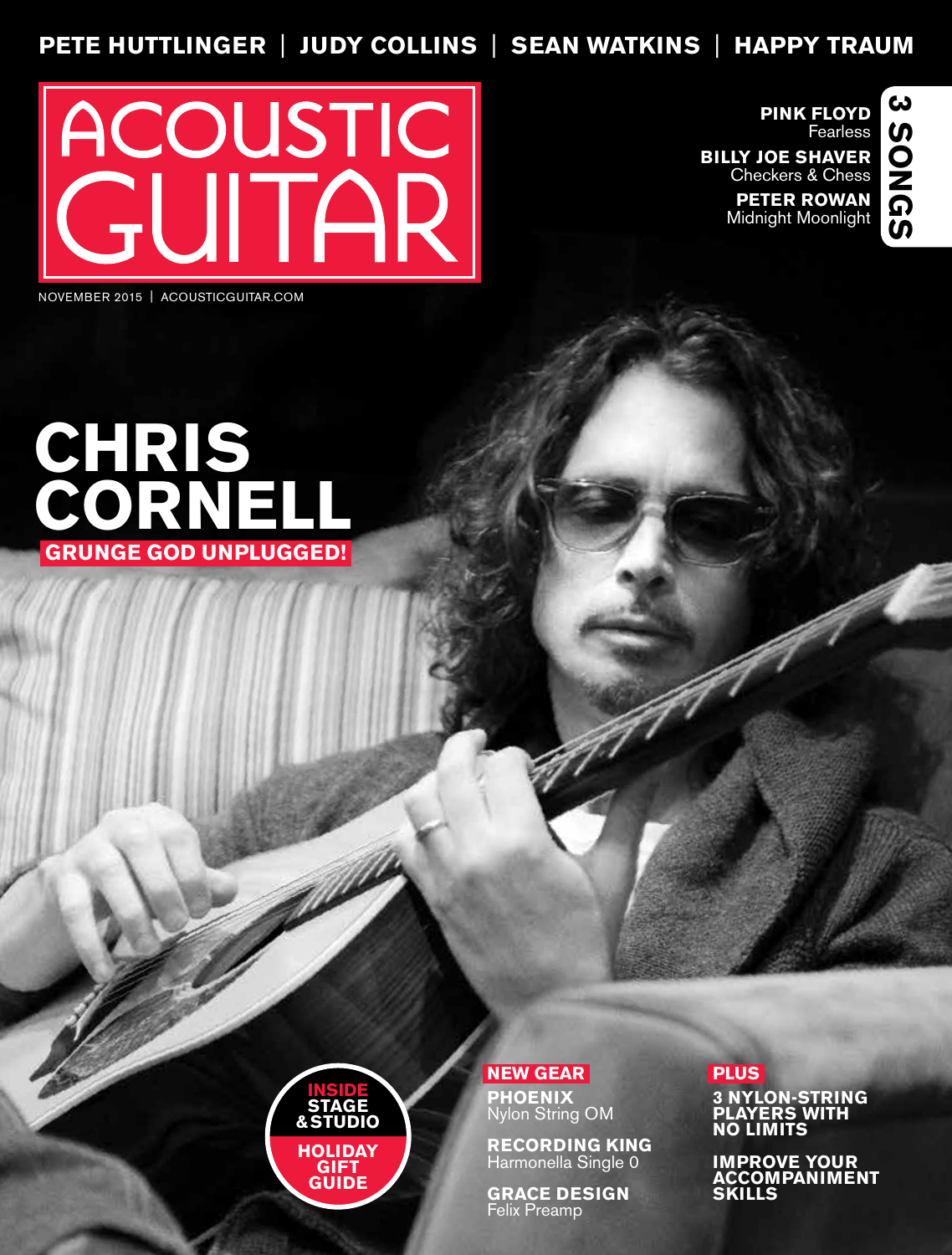**PETE HUTTLINGER | JUDY COLLINS | SEAN WATKINS | HAPPY TRAUM**

# ACOUSTIC GUITAR

NOVEMBER 2015 | ACOUSTICGUITAR.COM

## 3 SONGS

**PINK FLOYD**
Fearless

**BILLY JOE SHAVER**
Checkers & Chess

**PETER ROWAN**
Midnight Moonlight

# CHRIS CORNELL

**GRUNGE GOD UNPLUGGED!**

**INSIDE STAGE & STUDIO**

**HOLIDAY GIFT GUIDE**

**NEW GEAR**

**PHOENIX**
Nylon String OM

**RECORDING KING**
Harmonella Single 0

**GRACE DESIGN**
Felix Preamp

**PLUS**

**3 NYLON-STRING PLAYERS WITH NO LIMITS**

**IMPROVE YOUR ACCOMPANIMENT SKILLS**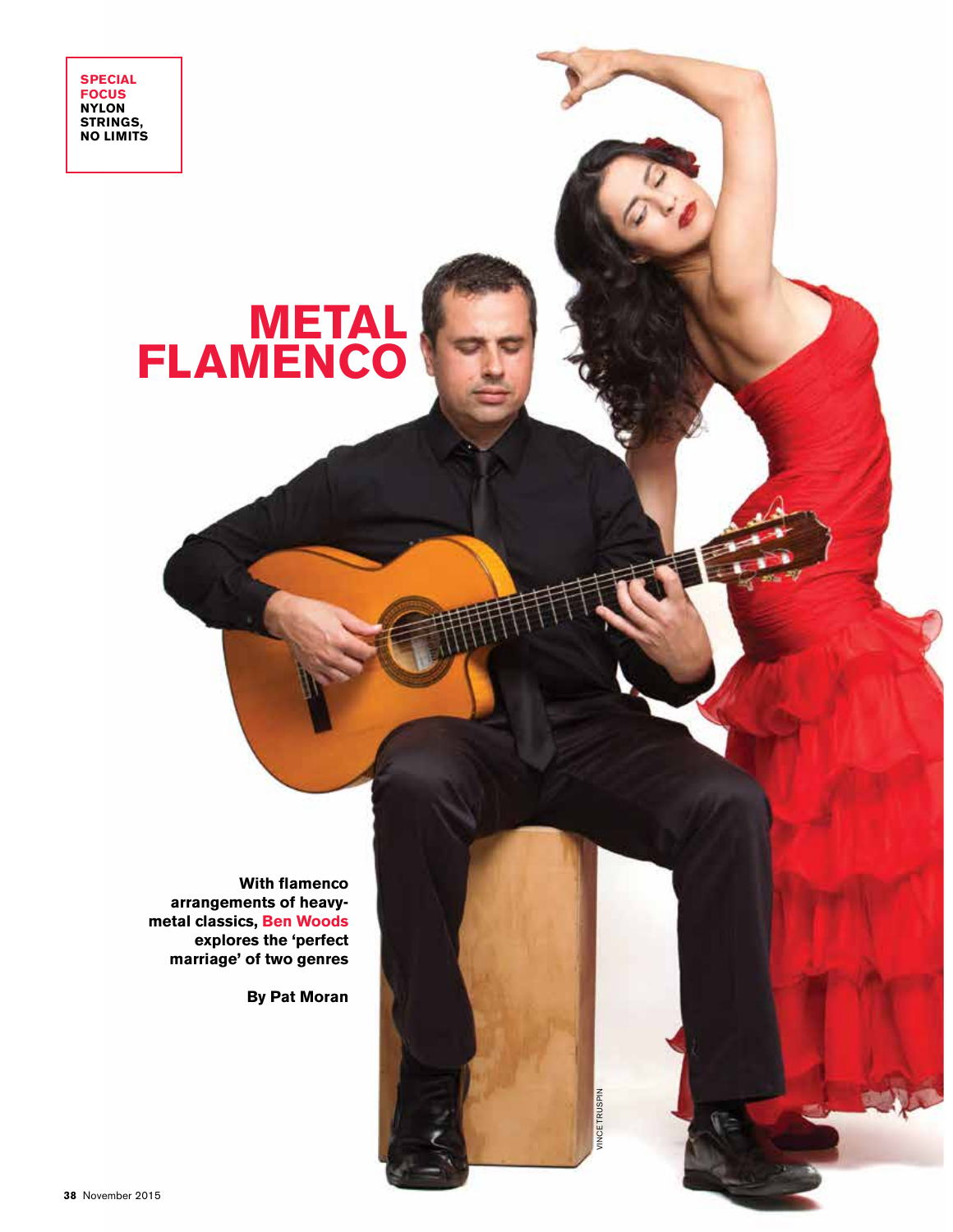**SPECIAL FOCUS**
**NYLON STRINGS, NO LIMITS**

# METAL FLAMENCO

**With flamenco arrangements of heavy-metal classics, Ben Woods explores the 'perfect marriage' of two genres**

**By Pat Moran**

VINCE TRUSPIN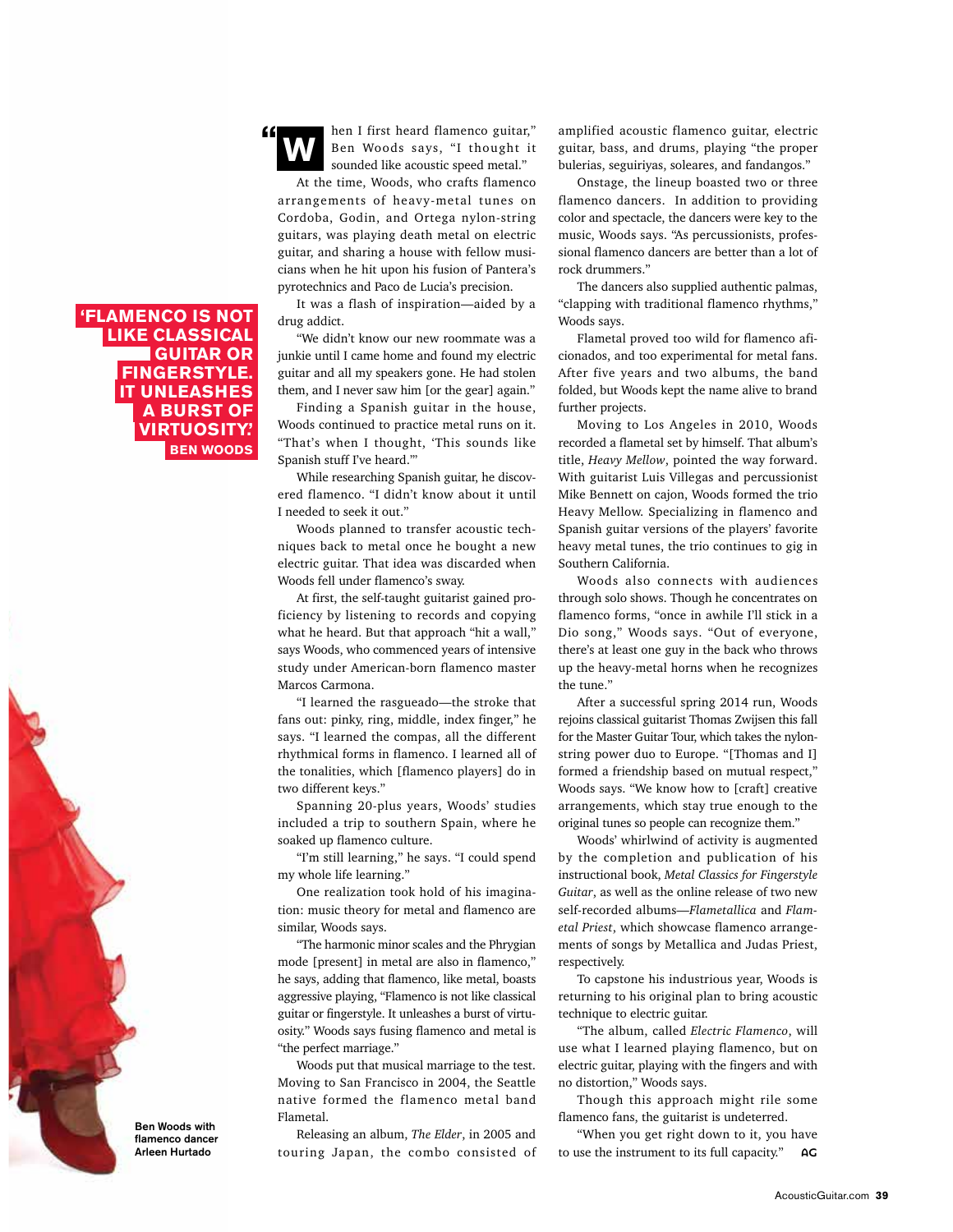"When I first heard flamenco guitar," Ben Woods says, "I thought it sounded like acoustic speed metal."

At the time, Woods, who crafts flamenco arrangements of heavy-metal tunes on Cordoba, Godin, and Ortega nylon-string guitars, was playing death metal on electric guitar, and sharing a house with fellow musicians when he hit upon his fusion of Pantera's pyrotechnics and Paco de Lucia's precision.

It was a flash of inspiration—aided by a drug addict.

"We didn't know our new roommate was a junkie until I came home and found my electric guitar and all my speakers gone. He had stolen them, and I never saw him [or the gear] again."

Finding a Spanish guitar in the house, Woods continued to practice metal runs on it. "That's when I thought, 'This sounds like Spanish stuff I've heard.'"

While researching Spanish guitar, he discovered flamenco. "I didn't know about it until I needed to seek it out."

Woods planned to transfer acoustic techniques back to metal once he bought a new electric guitar. That idea was discarded when Woods fell under flamenco's sway.

At first, the self-taught guitarist gained proficiency by listening to records and copying what he heard. But that approach "hit a wall," says Woods, who commenced years of intensive study under American-born flamenco master Marcos Carmona.

"I learned the rasgueado—the stroke that fans out: pinky, ring, middle, index finger," he says. "I learned the compas, all the different rhythmical forms in flamenco. I learned all of the tonalities, which [flamenco players] do in two different keys."

Spanning 20-plus years, Woods' studies included a trip to southern Spain, where he soaked up flamenco culture.

"I'm still learning," he says. "I could spend my whole life learning."

One realization took hold of his imagination: music theory for metal and flamenco are similar, Woods says.

"The harmonic minor scales and the Phrygian mode [present] in metal are also in flamenco," he says, adding that flamenco, like metal, boasts aggressive playing, "Flamenco is not like classical guitar or fingerstyle. It unleashes a burst of virtuosity." Woods says fusing flamenco and metal is "the perfect marriage."

**'FLAMENCO IS NOT LIKE CLASSICAL GUITAR OR FINGERSTYLE. IT UNLEASHES A BURST OF VIRTUOSITY.'**
**BEN WOODS**

Woods put that musical marriage to the test. Moving to San Francisco in 2004, the Seattle native formed the flamenco metal band Flametal.

Releasing an album, *The Elder*, in 2005 and touring Japan, the combo consisted of amplified acoustic flamenco guitar, electric guitar, bass, and drums, playing "the proper bulerias, seguiriyas, soleares, and fandangos."

Onstage, the lineup boasted two or three flamenco dancers. In addition to providing color and spectacle, the dancers were key to the music, Woods says. "As percussionists, professional flamenco dancers are better than a lot of rock drummers."

The dancers also supplied authentic palmas, "clapping with traditional flamenco rhythms," Woods says.

Flametal proved too wild for flamenco aficionados, and too experimental for metal fans. After five years and two albums, the band folded, but Woods kept the name alive to brand further projects.

Moving to Los Angeles in 2010, Woods recorded a flametal set by himself. That album's title, *Heavy Mellow*, pointed the way forward. With guitarist Luis Villegas and percussionist Mike Bennett on cajon, Woods formed the trio Heavy Mellow. Specializing in flamenco and Spanish guitar versions of the players' favorite heavy metal tunes, the trio continues to gig in Southern California.

Woods also connects with audiences through solo shows. Though he concentrates on flamenco forms, "once in awhile I'll stick in a Dio song," Woods says. "Out of everyone, there's at least one guy in the back who throws up the heavy-metal horns when he recognizes the tune."

After a successful spring 2014 run, Woods rejoins classical guitarist Thomas Zwijsen this fall for the Master Guitar Tour, which takes the nylon-string power duo to Europe. "[Thomas and I] formed a friendship based on mutual respect," Woods says. "We know how to [craft] creative arrangements, which stay true enough to the original tunes so people can recognize them."

Woods' whirlwind of activity is augmented by the completion and publication of his instructional book, *Metal Classics for Fingerstyle Guitar*, as well as the online release of two new self-recorded albums—*Flametallica* and *Flametal Priest*, which showcase flamenco arrangements of songs by Metallica and Judas Priest, respectively.

To capstone his industrious year, Woods is returning to his original plan to bring acoustic technique to electric guitar.

"The album, called *Electric Flamenco*, will use what I learned playing flamenco, but on electric guitar, playing with the fingers and with no distortion," Woods says.

Though this approach might rile some flamenco fans, the guitarist is undeterred.

"When you get right down to it, you have to use the instrument to its full capacity." AG

Ben Woods with flamenco dancer Arleen Hurtado